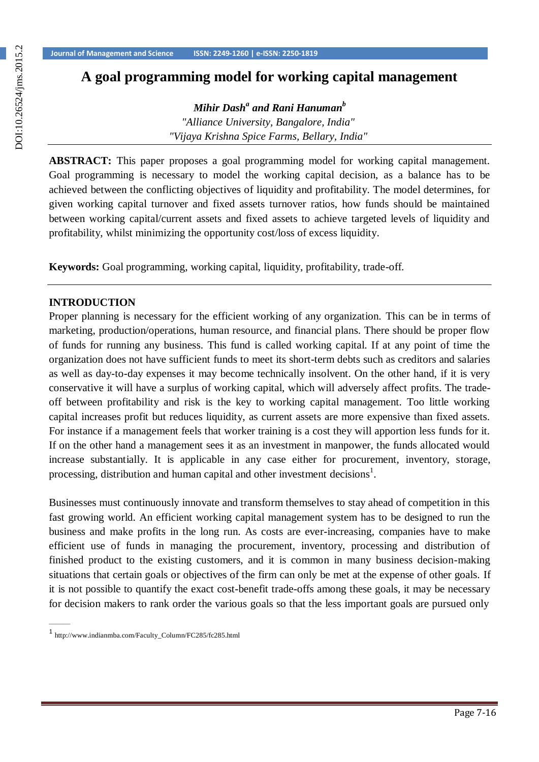# A goal programming model for working capital management

***Mihir Dash[a] and Rani Hanuman[b]***

*"Alliance University, Bangalore, India"*

*"Vijaya Krishna Spice Farms, Bellary, India"*

---

**ABSTRACT:** This paper proposes a goal programming model for working capital management. Goal programming is necessary to model the working capital decision, as a balance has to be achieved between the conflicting objectives of liquidity and profitability. The model determines, for given working capital turnover and fixed assets turnover ratios, how funds should be maintained between working capital/current assets and fixed assets to achieve targeted levels of liquidity and profitability, whilst minimizing the opportunity cost/loss of excess liquidity.

**Keywords:** Goal programming, working capital, liquidity, profitability, trade-off.

---

## INTRODUCTION

Proper planning is necessary for the efficient working of any organization. This can be in terms of marketing, production/operations, human resource, and financial plans. There should be proper flow of funds for running any business. This fund is called working capital. If at any point of time the organization does not have sufficient funds to meet its short-term debts such as creditors and salaries as well as day-to-day expenses it may become technically insolvent. On the other hand, if it is very conservative it will have a surplus of working capital, which will adversely affect profits. The trade-off between profitability and risk is the key to working capital management. Too little working capital increases profit but reduces liquidity, as current assets are more expensive than fixed assets. For instance if a management feels that worker training is a cost they will apportion less funds for it. If on the other hand a management sees it as an investment in manpower, the funds allocated would increase substantially. It is applicable in any case either for procurement, inventory, storage, processing, distribution and human capital and other investment decisions[1].

Businesses must continuously innovate and transform themselves to stay ahead of competition in this fast growing world. An efficient working capital management system has to be designed to run the business and make profits in the long run. As costs are ever-increasing, companies have to make efficient use of funds in managing the procurement, inventory, processing and distribution of finished product to the existing customers, and it is common in many business decision-making situations that certain goals or objectives of the firm can only be met at the expense of other goals. If it is not possible to quantify the exact cost-benefit trade-offs among these goals, it may be necessary for decision makers to rank order the various goals so that the less important goals are pursued only

---

[1] http://www.indianmba.com/Faculty_Column/FC285/fc285.html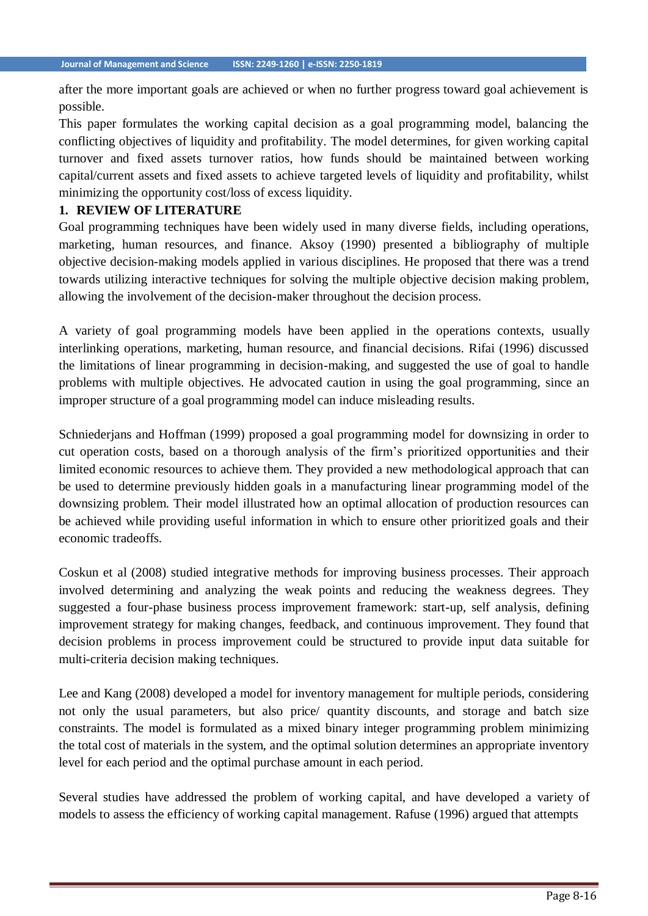after the more important goals are achieved or when no further progress toward goal achievement is possible.

This paper formulates the working capital decision as a goal programming model, balancing the conflicting objectives of liquidity and profitability. The model determines, for given working capital turnover and fixed assets turnover ratios, how funds should be maintained between working capital/current assets and fixed assets to achieve targeted levels of liquidity and profitability, whilst minimizing the opportunity cost/loss of excess liquidity.

## 1. REVIEW OF LITERATURE

Goal programming techniques have been widely used in many diverse fields, including operations, marketing, human resources, and finance. Aksoy (1990) presented a bibliography of multiple objective decision-making models applied in various disciplines. He proposed that there was a trend towards utilizing interactive techniques for solving the multiple objective decision making problem, allowing the involvement of the decision-maker throughout the decision process.

A variety of goal programming models have been applied in the operations contexts, usually interlinking operations, marketing, human resource, and financial decisions. Rifai (1996) discussed the limitations of linear programming in decision-making, and suggested the use of goal to handle problems with multiple objectives. He advocated caution in using the goal programming, since an improper structure of a goal programming model can induce misleading results.

Schniederjans and Hoffman (1999) proposed a goal programming model for downsizing in order to cut operation costs, based on a thorough analysis of the firm's prioritized opportunities and their limited economic resources to achieve them. They provided a new methodological approach that can be used to determine previously hidden goals in a manufacturing linear programming model of the downsizing problem. Their model illustrated how an optimal allocation of production resources can be achieved while providing useful information in which to ensure other prioritized goals and their economic tradeoffs.

Coskun et al (2008) studied integrative methods for improving business processes. Their approach involved determining and analyzing the weak points and reducing the weakness degrees. They suggested a four-phase business process improvement framework: start-up, self analysis, defining improvement strategy for making changes, feedback, and continuous improvement. They found that decision problems in process improvement could be structured to provide input data suitable for multi-criteria decision making techniques.

Lee and Kang (2008) developed a model for inventory management for multiple periods, considering not only the usual parameters, but also price/ quantity discounts, and storage and batch size constraints. The model is formulated as a mixed binary integer programming problem minimizing the total cost of materials in the system, and the optimal solution determines an appropriate inventory level for each period and the optimal purchase amount in each period.

Several studies have addressed the problem of working capital, and have developed a variety of models to assess the efficiency of working capital management. Rafuse (1996) argued that attempts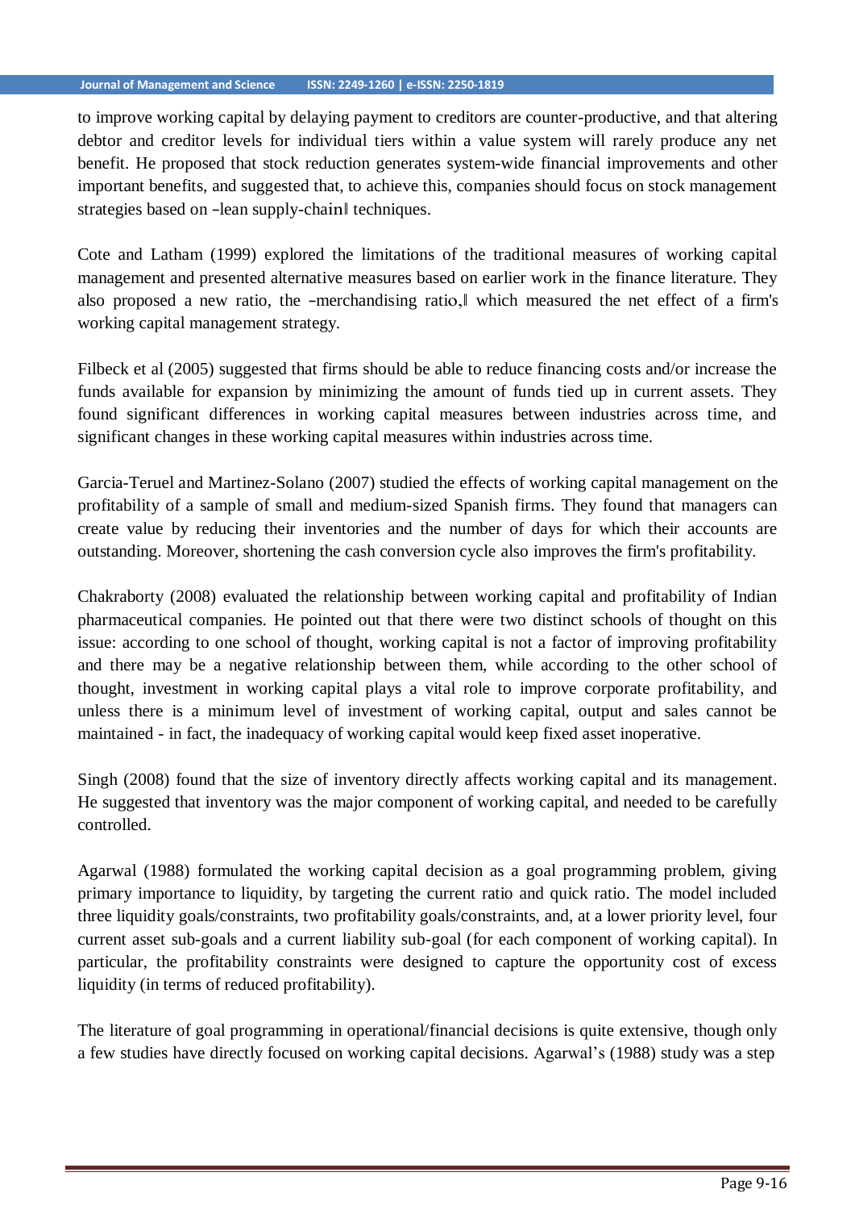to improve working capital by delaying payment to creditors are counter-productive, and that altering debtor and creditor levels for individual tiers within a value system will rarely produce any net benefit. He proposed that stock reduction generates system-wide financial improvements and other important benefits, and suggested that, to achieve this, companies should focus on stock management strategies based on ―lean supply-chain‖ techniques.

Cote and Latham (1999) explored the limitations of the traditional measures of working capital management and presented alternative measures based on earlier work in the finance literature. They also proposed a new ratio, the ―merchandising ratio,‖ which measured the net effect of a firm's working capital management strategy.

Filbeck et al (2005) suggested that firms should be able to reduce financing costs and/or increase the funds available for expansion by minimizing the amount of funds tied up in current assets. They found significant differences in working capital measures between industries across time, and significant changes in these working capital measures within industries across time.

Garcia-Teruel and Martinez-Solano (2007) studied the effects of working capital management on the profitability of a sample of small and medium-sized Spanish firms. They found that managers can create value by reducing their inventories and the number of days for which their accounts are outstanding. Moreover, shortening the cash conversion cycle also improves the firm's profitability.

Chakraborty (2008) evaluated the relationship between working capital and profitability of Indian pharmaceutical companies. He pointed out that there were two distinct schools of thought on this issue: according to one school of thought, working capital is not a factor of improving profitability and there may be a negative relationship between them, while according to the other school of thought, investment in working capital plays a vital role to improve corporate profitability, and unless there is a minimum level of investment of working capital, output and sales cannot be maintained - in fact, the inadequacy of working capital would keep fixed asset inoperative.

Singh (2008) found that the size of inventory directly affects working capital and its management. He suggested that inventory was the major component of working capital, and needed to be carefully controlled.

Agarwal (1988) formulated the working capital decision as a goal programming problem, giving primary importance to liquidity, by targeting the current ratio and quick ratio. The model included three liquidity goals/constraints, two profitability goals/constraints, and, at a lower priority level, four current asset sub-goals and a current liability sub-goal (for each component of working capital). In particular, the profitability constraints were designed to capture the opportunity cost of excess liquidity (in terms of reduced profitability).

The literature of goal programming in operational/financial decisions is quite extensive, though only a few studies have directly focused on working capital decisions. Agarwal's (1988) study was a step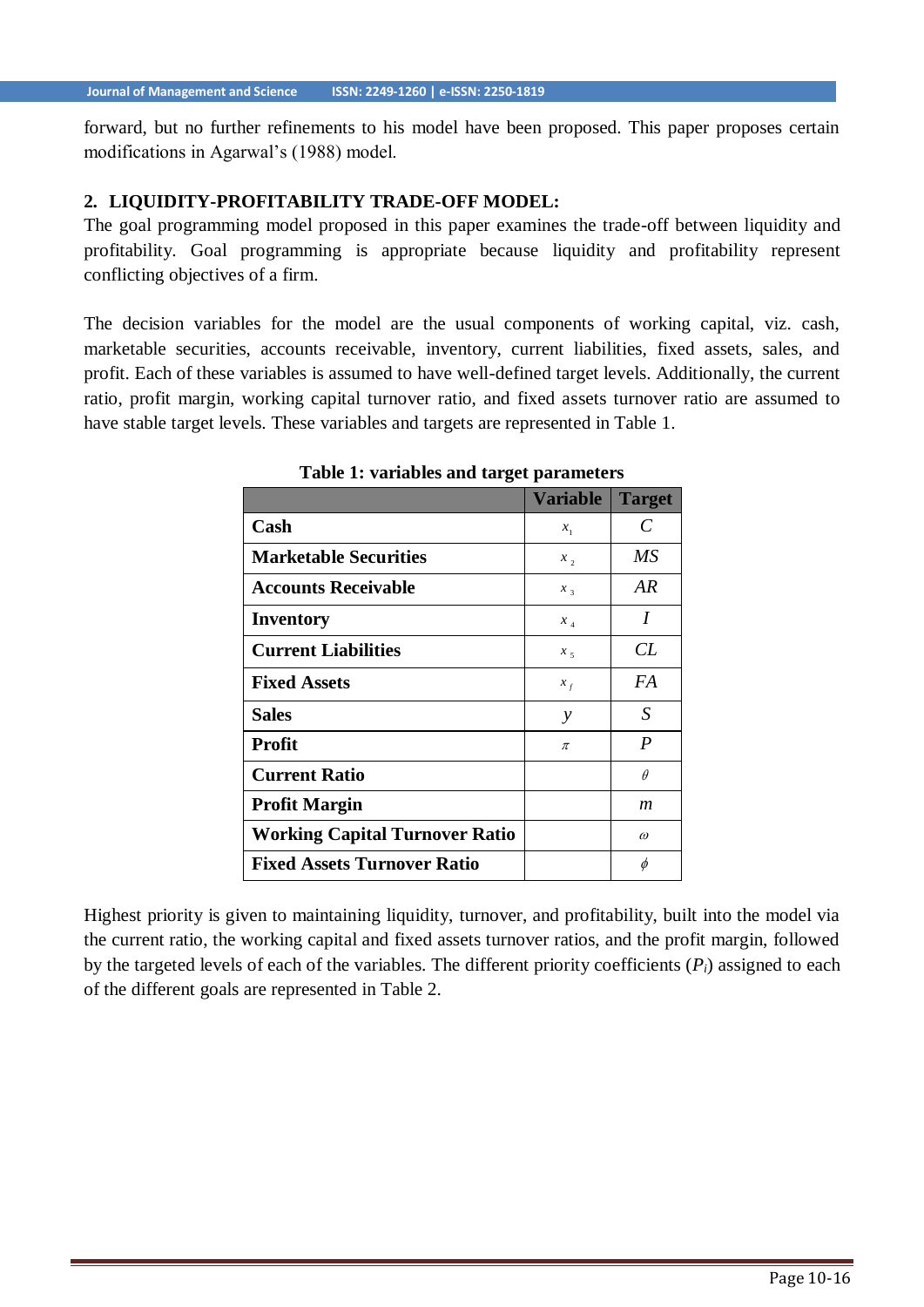forward, but no further refinements to his model have been proposed. This paper proposes certain modifications in Agarwal's (1988) model.

## 2. LIQUIDITY-PROFITABILITY TRADE-OFF MODEL:

The goal programming model proposed in this paper examines the trade-off between liquidity and profitability. Goal programming is appropriate because liquidity and profitability represent conflicting objectives of a firm.

The decision variables for the model are the usual components of working capital, viz. cash, marketable securities, accounts receivable, inventory, current liabilities, fixed assets, sales, and profit. Each of these variables is assumed to have well-defined target levels. Additionally, the current ratio, profit margin, working capital turnover ratio, and fixed assets turnover ratio are assumed to have stable target levels. These variables and targets are represented in Table 1.

**Table 1: variables and target parameters**

| | Variable | Target |
|---|---|---|
| **Cash** | $x_1$ | $C$ |
| **Marketable Securities** | $x_2$ | $MS$ |
| **Accounts Receivable** | $x_3$ | $AR$ |
| **Inventory** | $x_4$ | $I$ |
| **Current Liabilities** | $x_5$ | $CL$ |
| **Fixed Assets** | $x_f$ | $FA$ |
| **Sales** | $y$ | $S$ |
| **Profit** | $\pi$ | $P$ |
| **Current Ratio** | | $\theta$ |
| **Profit Margin** | | $m$ |
| **Working Capital Turnover Ratio** | | $\omega$ |
| **Fixed Assets Turnover Ratio** | | $\phi$ |

Highest priority is given to maintaining liquidity, turnover, and profitability, built into the model via the current ratio, the working capital and fixed assets turnover ratios, and the profit margin, followed by the targeted levels of each of the variables. The different priority coefficients ($P_i$) assigned to each of the different goals are represented in Table 2.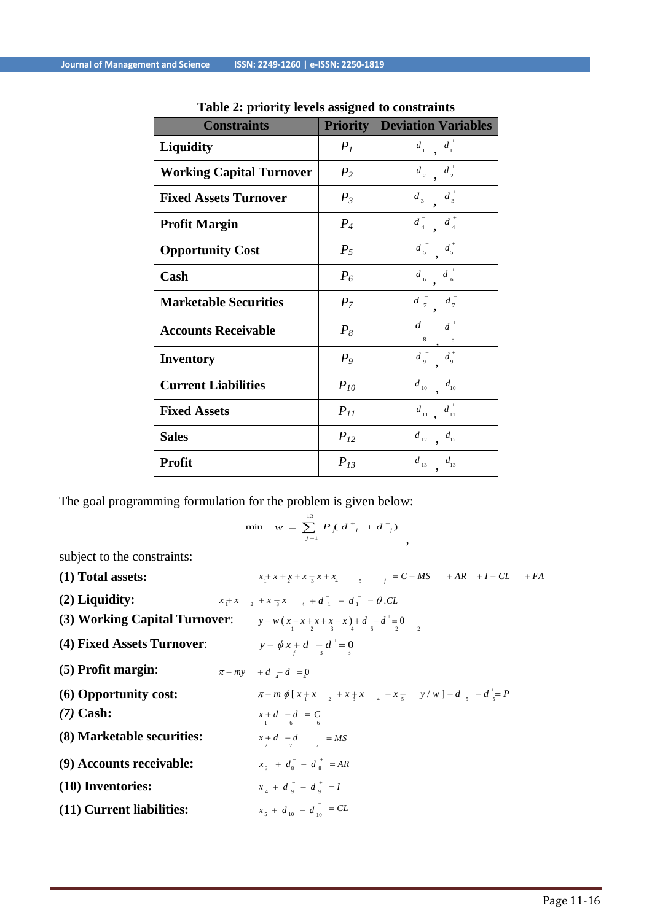**Table 2: priority levels assigned to constraints**

| Constraints | Priority | Deviation Variables |
|---|---|---|
| **Liquidity** | $P_1$ | $d_1^-$ , $d_1^+$ |
| **Working Capital Turnover** | $P_2$ | $d_2^-$ , $d_2^+$ |
| **Fixed Assets Turnover** | $P_3$ | $d_3^-$ , $d_3^+$ |
| **Profit Margin** | $P_4$ | $d_4^-$ , $d_4^+$ |
| **Opportunity Cost** | $P_5$ | $d_5^-$ , $d_5^+$ |
| **Cash** | $P_6$ | $d_6^-$ , $d_6^+$ |
| **Marketable Securities** | $P_7$ | $d_7^-$ , $d_7^+$ |
| **Accounts Receivable** | $P_8$ | $d_8^-$ , $d_8^+$ |
| **Inventory** | $P_9$ | $d_9^-$ , $d_9^+$ |
| **Current Liabilities** | $P_{10}$ | $d_{10}^-$ , $d_{10}^+$ |
| **Fixed Assets** | $P_{11}$ | $d_{11}^-$ , $d_{11}^+$ |
| **Sales** | $P_{12}$ | $d_{12}^-$ , $d_{12}^+$ |
| **Profit** | $P_{13}$ | $d_{13}^-$ , $d_{13}^+$ |

The goal programming formulation for the problem is given below:

$$\min \quad w = \sum_{j=1}^{13} P_j (d_j^+ + d_j^-) \quad ,$$

subject to the constraints:

**(1) Total assets:** $x_1 + x_2 + x_3 + x_4 - x_5 + x_f = C + MS + AR + I - CL + FA$

**(2) Liquidity:** $x_1 + x_2 + x_3 + x_4 + d_1^- - d_1^+ = \theta . CL$

**(3) Working Capital Turnover**: $y - w(x_1 + x_2 + x_3 + x_4 - x_5) + d_2^- - d_2^+ = 0$

**(4) Fixed Assets Turnover**: $y - \phi x_f + d_3^- - d_3^+ = 0$

**(5) Profit margin**: $\pi - my + d_4^- - d_4^+ = 0$

**(6) Opportunity cost:** $\pi - m\,\phi [x_1 + x_2 + x_3 + x_4 - x_5 \quad y / w] + d_5^- - d_5^+ = P$

*(7)* **Cash:** $x_1 + d_6^- - d_6^+ = C$

**(8) Marketable securities:** $x_2 + d_7^- - d_7^+ = MS$

**(9) Accounts receivable:** $x_3 + d_8^- - d_8^+ = AR$

**(10) Inventories:** $x_4 + d_9^- - d_9^+ = I$

**(11) Current liabilities:** $x_5 + d_{10}^- - d_{10}^+ = CL$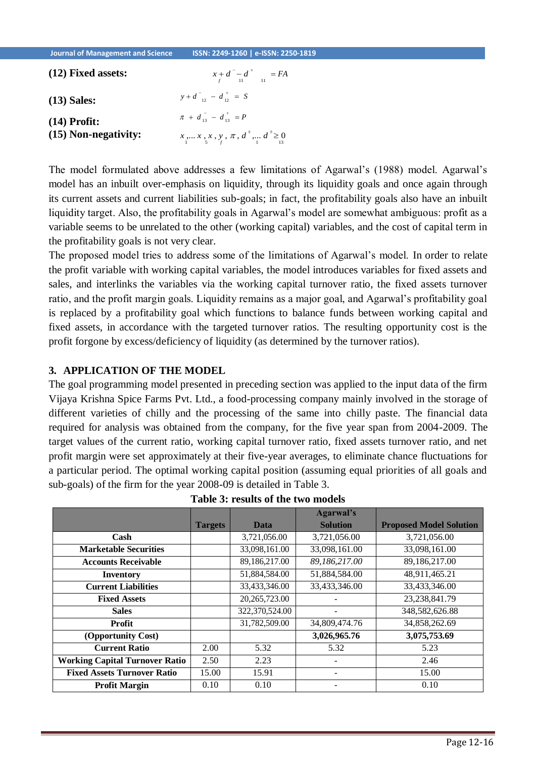**(12) Fixed assets:** $x_f + d^-_{11} - d^+_{11} = FA$

**(13) Sales:** $y + d^-_{12} - d^+_{12} = S$

**(14) Profit:** $\pi + d^-_{13} - d^+_{13} = P$

**(15) Non-negativity:** $x_1, \ldots x_5, x_f, y, \pi, d^+_1, \ldots d^+_{13} \geq 0$

The model formulated above addresses a few limitations of Agarwal's (1988) model. Agarwal's model has an inbuilt over-emphasis on liquidity, through its liquidity goals and once again through its current assets and current liabilities sub-goals; in fact, the profitability goals also have an inbuilt liquidity target. Also, the profitability goals in Agarwal's model are somewhat ambiguous: profit as a variable seems to be unrelated to the other (working capital) variables, and the cost of capital term in the profitability goals is not very clear.

The proposed model tries to address some of the limitations of Agarwal's model. In order to relate the profit variable with working capital variables, the model introduces variables for fixed assets and sales, and interlinks the variables via the working capital turnover ratio, the fixed assets turnover ratio, and the profit margin goals. Liquidity remains as a major goal, and Agarwal's profitability goal is replaced by a profitability goal which functions to balance funds between working capital and fixed assets, in accordance with the targeted turnover ratios. The resulting opportunity cost is the profit forgone by excess/deficiency of liquidity (as determined by the turnover ratios).

## 3. APPLICATION OF THE MODEL

The goal programming model presented in preceding section was applied to the input data of the firm Vijaya Krishna Spice Farms Pvt. Ltd., a food-processing company mainly involved in the storage of different varieties of chilly and the processing of the same into chilly paste. The financial data required for analysis was obtained from the company, for the five year span from 2004-2009. The target values of the current ratio, working capital turnover ratio, fixed assets turnover ratio, and net profit margin were set approximately at their five-year averages, to eliminate chance fluctuations for a particular period. The optimal working capital position (assuming equal priorities of all goals and sub-goals) of the firm for the year 2008-09 is detailed in Table 3.

**Table 3: results of the two models**

| | Targets | Data | Agarwal's Solution | Proposed Model Solution |
|---|---|---|---|---|
| **Cash** | | 3,721,056.00 | 3,721,056.00 | 3,721,056.00 |
| **Marketable Securities** | | 33,098,161.00 | 33,098,161.00 | 33,098,161.00 |
| **Accounts Receivable** | | 89,186,217.00 | *89,186,217.00* | 89,186,217.00 |
| **Inventory** | | 51,884,584.00 | 51,884,584.00 | 48,911,465.21 |
| **Current Liabilities** | | 33,433,346.00 | 33,433,346.00 | 33,433,346.00 |
| **Fixed Assets** | | 20,265,723.00 | - | 23,238,841.79 |
| **Sales** | | 322,370,524.00 | - | 348,582,626.88 |
| **Profit** | | 31,782,509.00 | 34,809,474.76 | 34,858,262.69 |
| **(Opportunity Cost)** | | | **3,026,965.76** | **3,075,753.69** |
| **Current Ratio** | 2.00 | 5.32 | 5.32 | 5.23 |
| **Working Capital Turnover Ratio** | 2.50 | 2.23 | - | 2.46 |
| **Fixed Assets Turnover Ratio** | 15.00 | 15.91 | - | 15.00 |
| **Profit Margin** | 0.10 | 0.10 | - | 0.10 |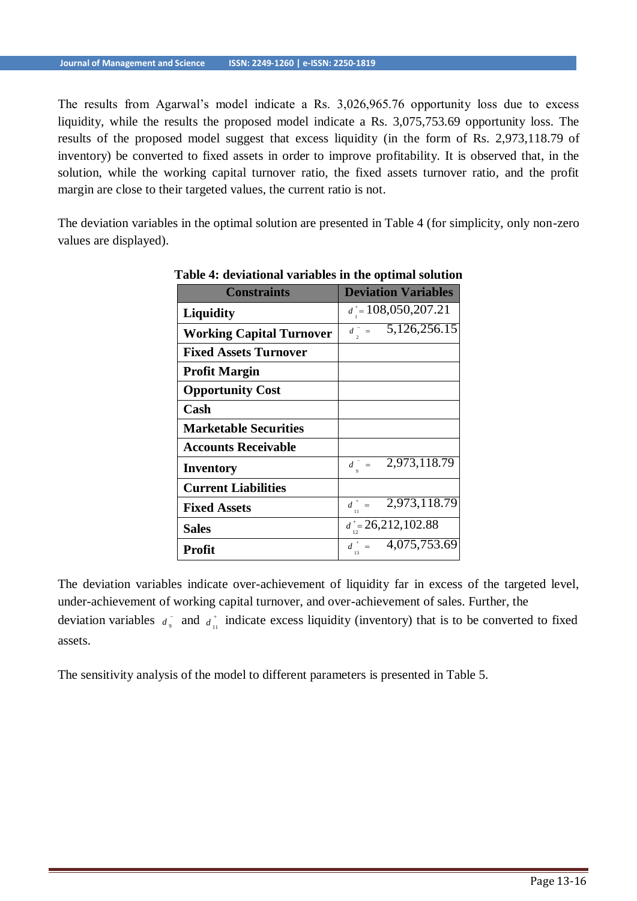The results from Agarwal's model indicate a Rs. 3,026,965.76 opportunity loss due to excess liquidity, while the results the proposed model indicate a Rs. 3,075,753.69 opportunity loss. The results of the proposed model suggest that excess liquidity (in the form of Rs. 2,973,118.79 of inventory) be converted to fixed assets in order to improve profitability. It is observed that, in the solution, while the working capital turnover ratio, the fixed assets turnover ratio, and the profit margin are close to their targeted values, the current ratio is not.

The deviation variables in the optimal solution are presented in Table 4 (for simplicity, only non-zero values are displayed).

**Table 4: deviational variables in the optimal solution**

| Constraints | Deviation Variables |
|---|---|
| **Liquidity** | $d_1^+ =$ 108,050,207.21 |
| **Working Capital Turnover** | $d_2^- =$ 5,126,256.15 |
| **Fixed Assets Turnover** | |
| **Profit Margin** | |
| **Opportunity Cost** | |
| **Cash** | |
| **Marketable Securities** | |
| **Accounts Receivable** | |
| **Inventory** | $d_9^- =$ 2,973,118.79 |
| **Current Liabilities** | |
| **Fixed Assets** | $d_{11}^+ =$ 2,973,118.79 |
| **Sales** | $d_{12}^+ =$ 26,212,102.88 |
| **Profit** | $d_{13}^+ =$ 4,075,753.69 |

The deviation variables indicate over-achievement of liquidity far in excess of the targeted level, under-achievement of working capital turnover, and over-achievement of sales. Further, the deviation variables $d_9^-$ and $d_{11}^+$ indicate excess liquidity (inventory) that is to be converted to fixed assets.

The sensitivity analysis of the model to different parameters is presented in Table 5.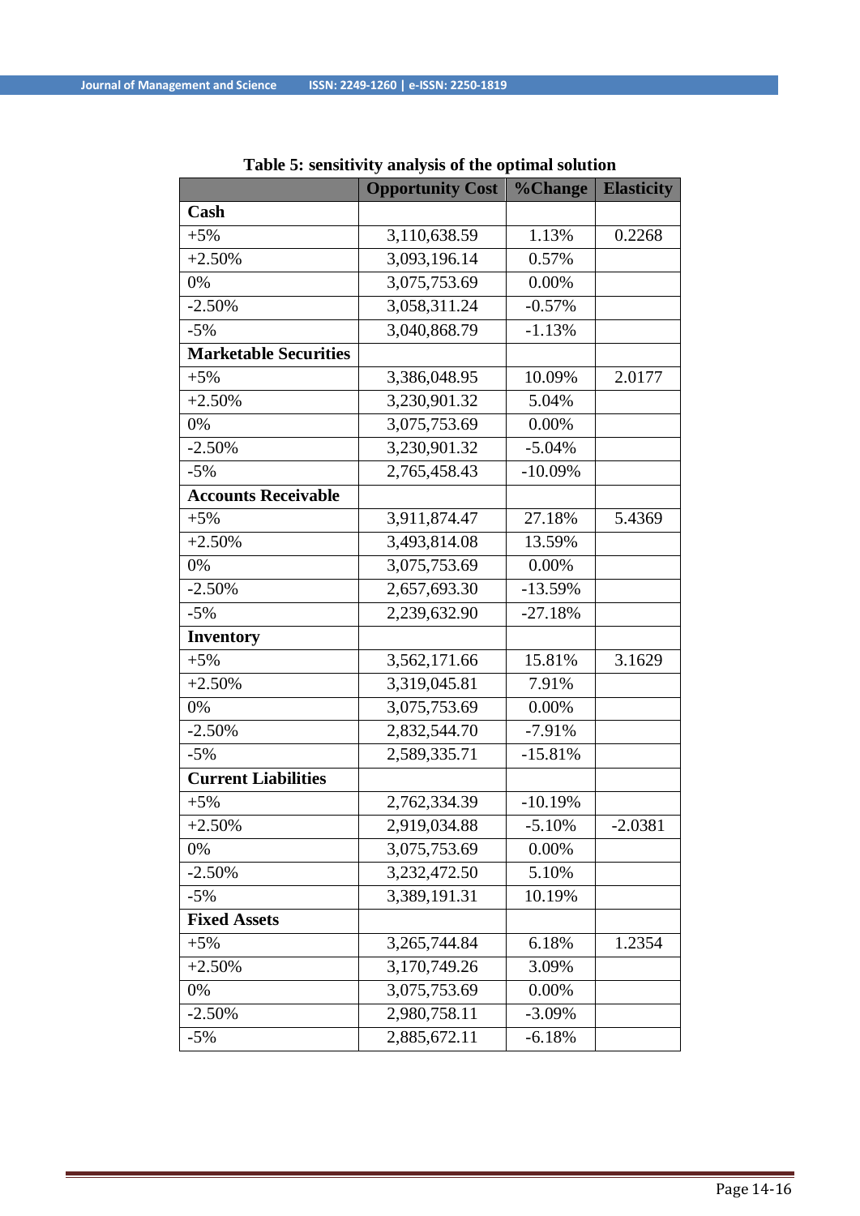Table 5: sensitivity analysis of the optimal solution

| | Opportunity Cost | %Change | Elasticity |
|---|---|---|---|
| **Cash** | | | |
| +5% | 3,110,638.59 | 1.13% | 0.2268 |
| +2.50% | 3,093,196.14 | 0.57% | |
| 0% | 3,075,753.69 | 0.00% | |
| -2.50% | 3,058,311.24 | -0.57% | |
| -5% | 3,040,868.79 | -1.13% | |
| **Marketable Securities** | | | |
| +5% | 3,386,048.95 | 10.09% | 2.0177 |
| +2.50% | 3,230,901.32 | 5.04% | |
| 0% | 3,075,753.69 | 0.00% | |
| -2.50% | 3,230,901.32 | -5.04% | |
| -5% | 2,765,458.43 | -10.09% | |
| **Accounts Receivable** | | | |
| +5% | 3,911,874.47 | 27.18% | 5.4369 |
| +2.50% | 3,493,814.08 | 13.59% | |
| 0% | 3,075,753.69 | 0.00% | |
| -2.50% | 2,657,693.30 | -13.59% | |
| -5% | 2,239,632.90 | -27.18% | |
| **Inventory** | | | |
| +5% | 3,562,171.66 | 15.81% | 3.1629 |
| +2.50% | 3,319,045.81 | 7.91% | |
| 0% | 3,075,753.69 | 0.00% | |
| -2.50% | 2,832,544.70 | -7.91% | |
| -5% | 2,589,335.71 | -15.81% | |
| **Current Liabilities** | | | |
| +5% | 2,762,334.39 | -10.19% | |
| +2.50% | 2,919,034.88 | -5.10% | -2.0381 |
| 0% | 3,075,753.69 | 0.00% | |
| -2.50% | 3,232,472.50 | 5.10% | |
| -5% | 3,389,191.31 | 10.19% | |
| **Fixed Assets** | | | |
| +5% | 3,265,744.84 | 6.18% | 1.2354 |
| +2.50% | 3,170,749.26 | 3.09% | |
| 0% | 3,075,753.69 | 0.00% | |
| -2.50% | 2,980,758.11 | -3.09% | |
| -5% | 2,885,672.11 | -6.18% | |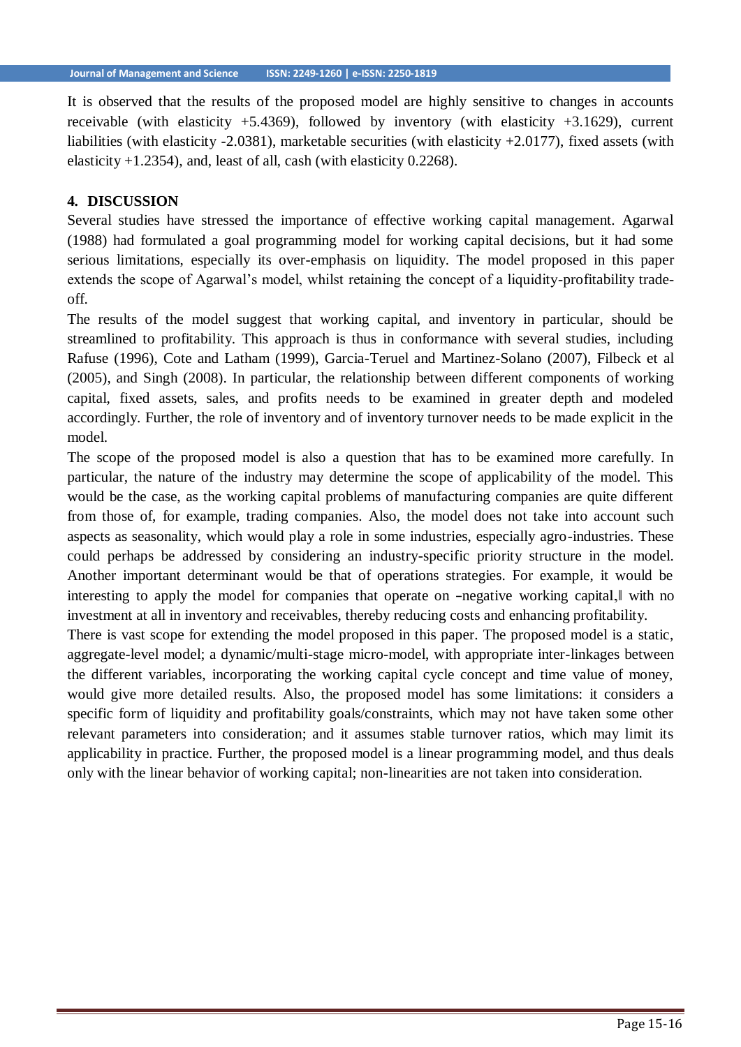It is observed that the results of the proposed model are highly sensitive to changes in accounts receivable (with elasticity +5.4369), followed by inventory (with elasticity +3.1629), current liabilities (with elasticity -2.0381), marketable securities (with elasticity +2.0177), fixed assets (with elasticity +1.2354), and, least of all, cash (with elasticity 0.2268).

## 4. DISCUSSION

Several studies have stressed the importance of effective working capital management. Agarwal (1988) had formulated a goal programming model for working capital decisions, but it had some serious limitations, especially its over-emphasis on liquidity. The model proposed in this paper extends the scope of Agarwal's model, whilst retaining the concept of a liquidity-profitability trade-off.

The results of the model suggest that working capital, and inventory in particular, should be streamlined to profitability. This approach is thus in conformance with several studies, including Rafuse (1996), Cote and Latham (1999), Garcia-Teruel and Martinez-Solano (2007), Filbeck et al (2005), and Singh (2008). In particular, the relationship between different components of working capital, fixed assets, sales, and profits needs to be examined in greater depth and modeled accordingly. Further, the role of inventory and of inventory turnover needs to be made explicit in the model.

The scope of the proposed model is also a question that has to be examined more carefully. In particular, the nature of the industry may determine the scope of applicability of the model. This would be the case, as the working capital problems of manufacturing companies are quite different from those of, for example, trading companies. Also, the model does not take into account such aspects as seasonality, which would play a role in some industries, especially agro-industries. These could perhaps be addressed by considering an industry-specific priority structure in the model. Another important determinant would be that of operations strategies. For example, it would be interesting to apply the model for companies that operate on –negative working capital,‖ with no investment at all in inventory and receivables, thereby reducing costs and enhancing profitability.

There is vast scope for extending the model proposed in this paper. The proposed model is a static, aggregate-level model; a dynamic/multi-stage micro-model, with appropriate inter-linkages between the different variables, incorporating the working capital cycle concept and time value of money, would give more detailed results. Also, the proposed model has some limitations: it considers a specific form of liquidity and profitability goals/constraints, which may not have taken some other relevant parameters into consideration; and it assumes stable turnover ratios, which may limit its applicability in practice. Further, the proposed model is a linear programming model, and thus deals only with the linear behavior of working capital; non-linearities are not taken into consideration.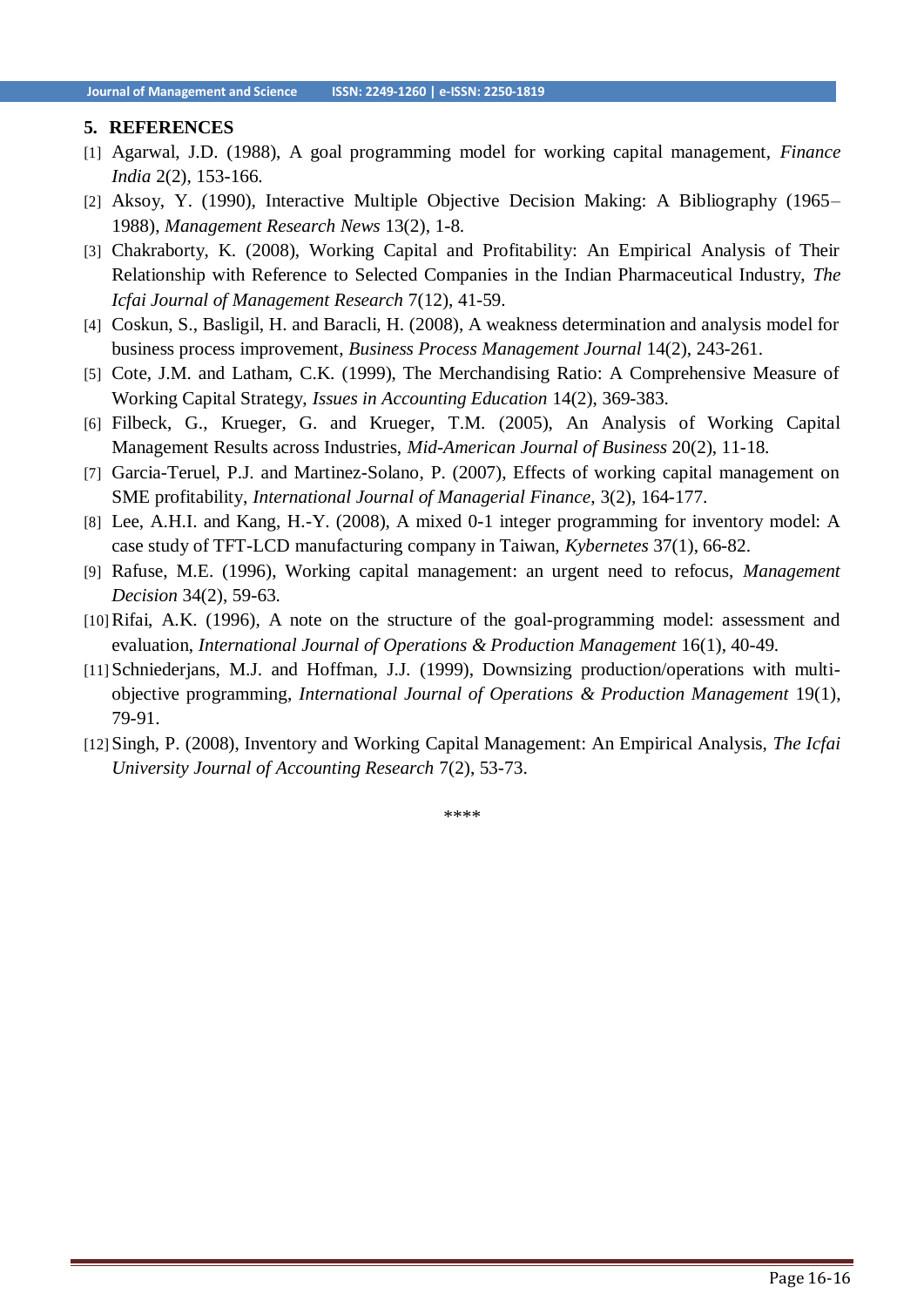## 5. REFERENCES

[1] Agarwal, J.D. (1988), A goal programming model for working capital management, *Finance India* 2(2), 153-166.

[2] Aksoy, Y. (1990), Interactive Multiple Objective Decision Making: A Bibliography (1965–1988), *Management Research News* 13(2), 1-8.

[3] Chakraborty, K. (2008), Working Capital and Profitability: An Empirical Analysis of Their Relationship with Reference to Selected Companies in the Indian Pharmaceutical Industry, *The Icfai Journal of Management Research* 7(12), 41-59.

[4] Coskun, S., Basligil, H. and Baracli, H. (2008), A weakness determination and analysis model for business process improvement, *Business Process Management Journal* 14(2), 243-261.

[5] Cote, J.M. and Latham, C.K. (1999), The Merchandising Ratio: A Comprehensive Measure of Working Capital Strategy, *Issues in Accounting Education* 14(2), 369-383.

[6] Filbeck, G., Krueger, G. and Krueger, T.M. (2005), An Analysis of Working Capital Management Results across Industries, *Mid-American Journal of Business* 20(2), 11-18.

[7] Garcia-Teruel, P.J. and Martinez-Solano, P. (2007), Effects of working capital management on SME profitability, *International Journal of Managerial Finance*, 3(2), 164-177.

[8] Lee, A.H.I. and Kang, H.-Y. (2008), A mixed 0-1 integer programming for inventory model: A case study of TFT-LCD manufacturing company in Taiwan, *Kybernetes* 37(1), 66-82.

[9] Rafuse, M.E. (1996), Working capital management: an urgent need to refocus, *Management Decision* 34(2), 59-63.

[10] Rifai, A.K. (1996), A note on the structure of the goal-programming model: assessment and evaluation, *International Journal of Operations & Production Management* 16(1), 40-49.

[11] Schniederjans, M.J. and Hoffman, J.J. (1999), Downsizing production/operations with multi-objective programming, *International Journal of Operations & Production Management* 19(1), 79-91.

[12] Singh, P. (2008), Inventory and Working Capital Management: An Empirical Analysis, *The Icfai University Journal of Accounting Research* 7(2), 53-73.

****